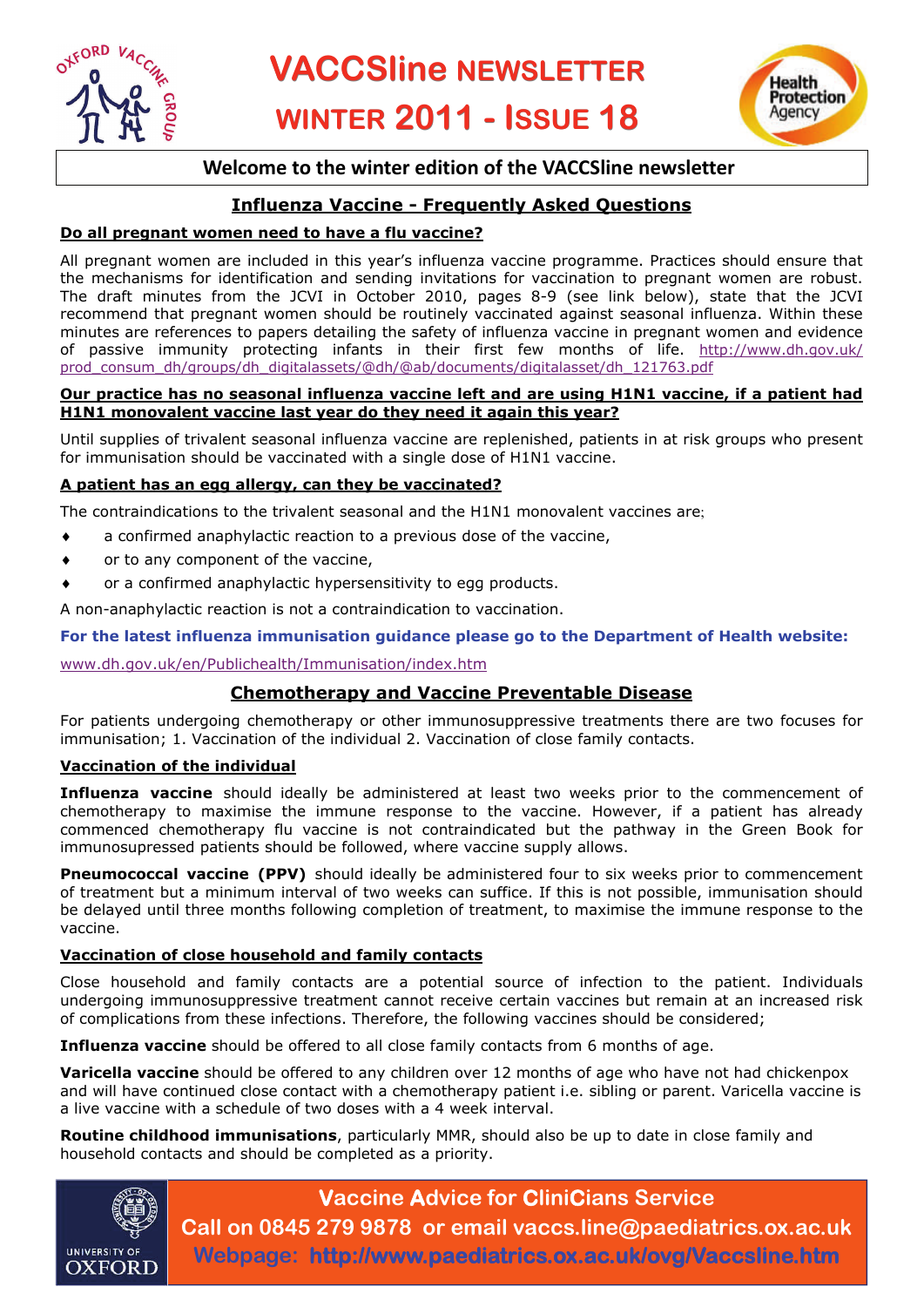# VACCSline NEWSLETTER

## WINTER 2011 - ISSUE 18

**Welcome to the winter edition of the VACCSline newsletter**

## Influenza Vaccine - Frequently Asked Questions

### Do all pregnant women need to have a flu vaccine?

All pregnant women are included in this year's influenza vaccine programme. Practices should ensure that the mechanisms for identification and sending invitations for vaccination to pregnant women are robust. The draft minutes from the JCVI in October 2010, pages 8-9 (see link below), state that the JCVI recommend that pregnant women should be routinely vaccinated against seasonal influenza. Within these minutes are references to papers detailing the safety of influenza vaccine in pregnant women and evidence of passive immunity protecting infants in their first few months of life. http://www.dh.gov.uk/prod_consum_dh/groups/dh_digitalassets/@dh/@ab/documents/digitalasset/dh_121763.pdf

### Our practice has no seasonal influenza vaccine left and are using H1N1 vaccine, if a patient had H1N1 monovalent vaccine last year do they need it again this year?

Until supplies of trivalent seasonal influenza vaccine are replenished, patients in at risk groups who present for immunisation should be vaccinated with a single dose of H1N1 vaccine.

### A patient has an egg allergy, can they be vaccinated?

The contraindications to the trivalent seasonal and the H1N1 monovalent vaccines are;

- a confirmed anaphylactic reaction to a previous dose of the vaccine,
- or to any component of the vaccine,
- or a confirmed anaphylactic hypersensitivity to egg products.

A non-anaphylactic reaction is not a contraindication to vaccination.

**For the latest influenza immunisation guidance please go to the Department of Health website:**

www.dh.gov.uk/en/Publichealth/Immunisation/index.htm

## Chemotherapy and Vaccine Preventable Disease

For patients undergoing chemotherapy or other immunosuppressive treatments there are two focuses for immunisation; 1. Vaccination of the individual 2. Vaccination of close family contacts.

### Vaccination of the individual

**Influenza vaccine** should ideally be administered at least two weeks prior to the commencement of chemotherapy to maximise the immune response to the vaccine. However, if a patient has already commenced chemotherapy flu vaccine is not contraindicated but the pathway in the Green Book for immunosupressed patients should be followed, where vaccine supply allows.

**Pneumococcal vaccine (PPV)** should ideally be administered four to six weeks prior to commencement of treatment but a minimum interval of two weeks can suffice. If this is not possible, immunisation should be delayed until three months following completion of treatment, to maximise the immune response to the vaccine.

### Vaccination of close household and family contacts

Close household and family contacts are a potential source of infection to the patient. Individuals undergoing immunosuppressive treatment cannot receive certain vaccines but remain at an increased risk of complications from these infections. Therefore, the following vaccines should be considered;

**Influenza vaccine** should be offered to all close family contacts from 6 months of age.

**Varicella vaccine** should be offered to any children over 12 months of age who have not had chickenpox and will have continued close contact with a chemotherapy patient i.e. sibling or parent. Varicella vaccine is a live vaccine with a schedule of two doses with a 4 week interval.

**Routine childhood immunisations**, particularly MMR, should also be up to date in close family and household contacts and should be completed as a priority.

**Vaccine Advice for CliniCians Service**
**Call on 0845 279 9878 or email vaccs.line@paediatrics.ox.ac.uk**
**Webpage: http://www.paediatrics.ox.ac.uk/ovg/Vaccsline.htm**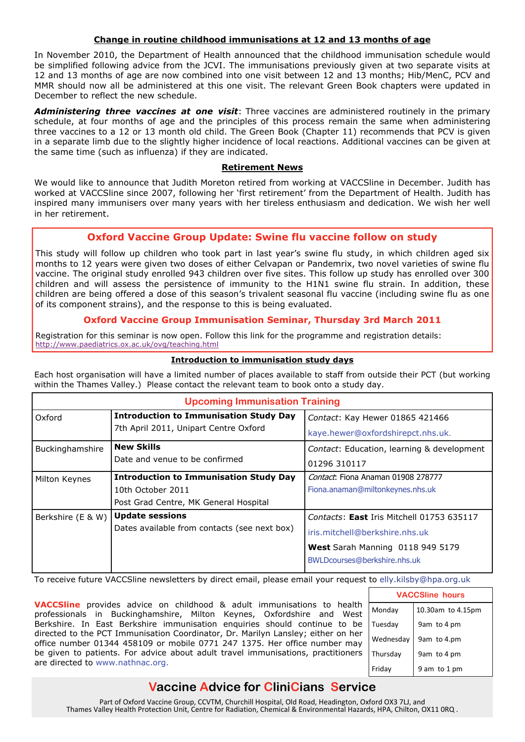## Change in routine childhood immunisations at 12 and 13 months of age

In November 2010, the Department of Health announced that the childhood immunisation schedule would be simplified following advice from the JCVI. The immunisations previously given at two separate visits at 12 and 13 months of age are now combined into one visit between 12 and 13 months; Hib/MenC, PCV and MMR should now all be administered at this one visit. The relevant Green Book chapters were updated in December to reflect the new schedule.

***Administering three vaccines at one visit***: Three vaccines are administered routinely in the primary schedule, at four months of age and the principles of this process remain the same when administering three vaccines to a 12 or 13 month old child. The Green Book (Chapter 11) recommends that PCV is given in a separate limb due to the slightly higher incidence of local reactions. Additional vaccines can be given at the same time (such as influenza) if they are indicated.

## Retirement News

We would like to announce that Judith Moreton retired from working at VACCSline in December. Judith has worked at VACCSline since 2007, following her 'first retirement' from the Department of Health. Judith has inspired many immunisers over many years with her tireless enthusiasm and dedication. We wish her well in her retirement.

## Oxford Vaccine Group Update: Swine flu vaccine follow on study

This study will follow up children who took part in last year's swine flu study, in which children aged six months to 12 years were given two doses of either Celvapan or Pandemrix, two novel varieties of swine flu vaccine. The original study enrolled 943 children over five sites. This follow up study has enrolled over 300 children and will assess the persistence of immunity to the H1N1 swine flu strain. In addition, these children are being offered a dose of this season's trivalent seasonal flu vaccine (including swine flu as one of its component strains), and the response to this is being evaluated.

## Oxford Vaccine Group Immunisation Seminar, Thursday 3rd March 2011

Registration for this seminar is now open. Follow this link for the programme and registration details: http://www.paediatrics.ox.ac.uk/ovg/teaching.html

## Introduction to immunisation study days

Each host organisation will have a limited number of places available to staff from outside their PCT (but working within the Thames Valley.) Please contact the relevant team to book onto a study day.

**Upcoming Immunisation Training**

| | | |
|---|---|---|
| Oxford | **Introduction to Immunisation Study Day**<br>7th April 2011, Unipart Centre Oxford | *Contact*: Kay Hewer 01865 421466<br>kaye.hewer@oxfordshirepct.nhs.uk. |
| Buckinghamshire | **New Skills**<br>Date and venue to be confirmed | *Contact*: Education, learning & development<br>01296 310117 |
| Milton Keynes | **Introduction to Immunisation Study Day**<br>10th October 2011<br>Post Grad Centre, MK General Hospital | *Contact*: Fiona Anaman 01908 278777<br>Fiona.anaman@miltonkeynes.nhs.uk |
| Berkshire (E & W) | **Update sessions**<br>Dates available from contacts (see next box) | *Contacts*: **East** Iris Mitchell 01753 635117<br>iris.mitchell@berkshire.nhs.uk<br>**West** Sarah Manning 0118 949 5179<br>BWLDcourses@berkshire.nhs.uk |

To receive future VACCSline newsletters by direct email, please email your request to elly.kilsby@hpa.org.uk

**VACCSline** provides advice on childhood & adult immunisations to health professionals in Buckinghamshire, Milton Keynes, Oxfordshire and West Berkshire. In East Berkshire immunisation enquiries should continue to be directed to the PCT Immunisation Coordinator, Dr. Marilyn Lansley; either on her office number 01344 458109 or mobile 0771 247 1375. Her office number may be given to patients. For advice about adult travel immunisations, practitioners are directed to www.nathnac.org.

| VACCSline hours | |
|---|---|
| Monday | 10.30am to 4.15pm |
| Tuesday | 9am to 4 pm |
| Wednesday | 9am to 4.pm |
| Thursday | 9am to 4 pm |
| Friday | 9 am to 1 pm |

## Vaccine Advice for CliniCians Service

Part of Oxford Vaccine Group, CCVTM, Churchill Hospital, Old Road, Headington, Oxford OX3 7LJ, and Thames Valley Health Protection Unit, Centre for Radiation, Chemical & Environmental Hazards, HPA, Chilton, OX11 0RQ .